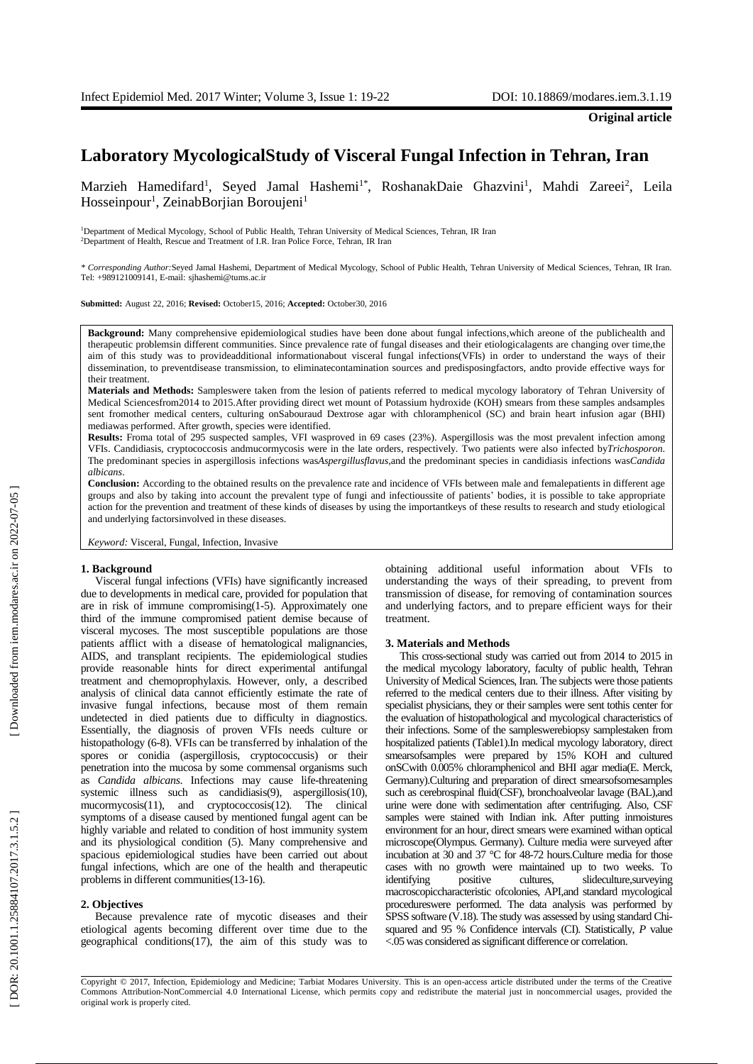**Original article**

# Laboratory MycologicalStudy of Visceral Fungal Infection in Tehran, Iran

Marzieh Hamedifard[1], Seyed Jamal Hashemi[1*], RoshanakDaie Ghazvini[1], Mahdi Zareei[2], Leila Hosseinpour[1], ZeinabBorjian Boroujeni[1]

[1]Department of Medical Mycology, School of Public Health, Tehran University of Medical Sciences, Tehran, IR Iran
[2]Department of Health, Rescue and Treatment of I.R. Iran Police Force, Tehran, IR Iran

*\* Corresponding Author:*Seyed Jamal Hashemi, Department of Medical Mycology, School of Public Health, Tehran University of Medical Sciences, Tehran, IR Iran. Tel: +989121009141, E-mail: sjhashemi@tums.ac.ir

**Submitted:** August 22, 2016; **Revised:** October15, 2016; **Accepted:** October30, 2016

**Background:** Many comprehensive epidemiological studies have been done about fungal infections,which areone of the publichealth and therapeutic problemsin different communities. Since prevalence rate of fungal diseases and their etiologicalagents are changing over time,the aim of this study was to provideadditional informationabout visceral fungal infections(VFIs) in order to understand the ways of their dissemination, to preventdisease transmission, to eliminatecontamination sources and predisposingfactors, andto provide effective ways for their treatment.

**Materials and Methods:** Sampleswere taken from the lesion of patients referred to medical mycology laboratory of Tehran University of Medical Sciencesfrom2014 to 2015.After providing direct wet mount of Potassium hydroxide (KOH) smears from these samples andsamples sent fromother medical centers, culturing onSabouraud Dextrose agar with chloramphenicol (SC) and brain heart infusion agar (BHI) mediawas performed. After growth, species were identified.

**Results:** Froma total of 295 suspected samples, VFI wasproved in 69 cases (23%). Aspergillosis was the most prevalent infection among VFIs. Candidiasis, cryptococcosis andmucormycosis were in the late orders, respectively. Two patients were also infected by*Trichosporon*. The predominant species in aspergillosis infections was*Aspergillusflavus*,and the predominant species in candidiasis infections was*Candida albicans*.

**Conclusion:** According to the obtained results on the prevalence rate and incidence of VFIs between male and femalepatients in different age groups and also by taking into account the prevalent type of fungi and infectioussite of patients' bodies, it is possible to take appropriate action for the prevention and treatment of these kinds of diseases by using the importantkeys of these results to research and study etiological and underlying factorsinvolved in these diseases.

*Keyword:* Visceral, Fungal, Infection, Invasive

## 1. Background

Visceral fungal infections (VFIs) have significantly increased due to developments in medical care, provided for population that are in risk of immune compromising(1-5). Approximately one third of the immune compromised patient demise because of visceral mycoses. The most susceptible populations are those patients afflict with a disease of hematological malignancies, AIDS, and transplant recipients. The epidemiological studies provide reasonable hints for direct experimental antifungal treatment and chemoprophylaxis. However, only, a described analysis of clinical data cannot efficiently estimate the rate of invasive fungal infections, because most of them remain undetected in died patients due to difficulty in diagnostics. Essentially, the diagnosis of proven VFIs needs culture or histopathology (6-8). VFIs can be transferred by inhalation of the spores or conidia (aspergillosis, cryptococcusis) or their penetration into the mucosa by some commensal organisms such as *Candida albicans*. Infections may cause life-threatening systemic illness such as candidiasis(9), aspergillosis(10), mucormycosis(11), and cryptococcosis(12). The clinical symptoms of a disease caused by mentioned fungal agent can be highly variable and related to condition of host immunity system and its physiological condition (5). Many comprehensive and spacious epidemiological studies have been carried out about fungal infections, which are one of the health and therapeutic problems in different communities(13-16).

## 2. Objectives

Because prevalence rate of mycotic diseases and their etiological agents becoming different over time due to the geographical conditions(17), the aim of this study was to obtaining additional useful information about VFIs to understanding the ways of their spreading, to prevent from transmission of disease, for removing of contamination sources and underlying factors, and to prepare efficient ways for their treatment.

## 3. Materials and Methods

This cross-sectional study was carried out from 2014 to 2015 in the medical mycology laboratory, faculty of public health, Tehran University of Medical Sciences, Iran. The subjects were those patients referred to the medical centers due to their illness. After visiting by specialist physicians, they or their samples were sent tothis center for the evaluation of histopathological and mycological characteristics of their infections. Some of the sampleswerebiopsy samplestaken from hospitalized patients (Table1).In medical mycology laboratory, direct smearsofsamples were prepared by 15% KOH and cultured onSCwith 0.005% chloramphenicol and BHI agar media(E. Merck, Germany).Culturing and preparation of direct smearsofsomesamples such as cerebrospinal fluid(CSF), bronchoalveolar lavage (BAL),and urine were done with sedimentation after centrifuging. Also, CSF samples were stained with Indian ink. After putting inmoistures environment for an hour, direct smears were examined withan optical microscope(Olympus. Germany). Culture media were surveyed after incubation at 30 and 37 °C for 48-72 hours.Culture media for those cases with no growth were maintained up to two weeks. To identifying positive cultures, slideculture,surveying macroscopiccharacteristic ofcolonies, API,and standard mycological procedureswere performed. The data analysis was performed by SPSS software (V.18). The study was assessed by using standard Chi-squared and 95 % Confidence intervals (CI). Statistically, $P$ value <.05 was considered as significant difference or correlation.

Copyright © 2017, Infection, Epidemiology and Medicine; Tarbiat Modares University. This is an open-access article distributed under the terms of the Creative Commons Attribution-NonCommercial 4.0 International License, which permits copy and redistribute the material just in noncommercial usages, provided the original work is properly cited.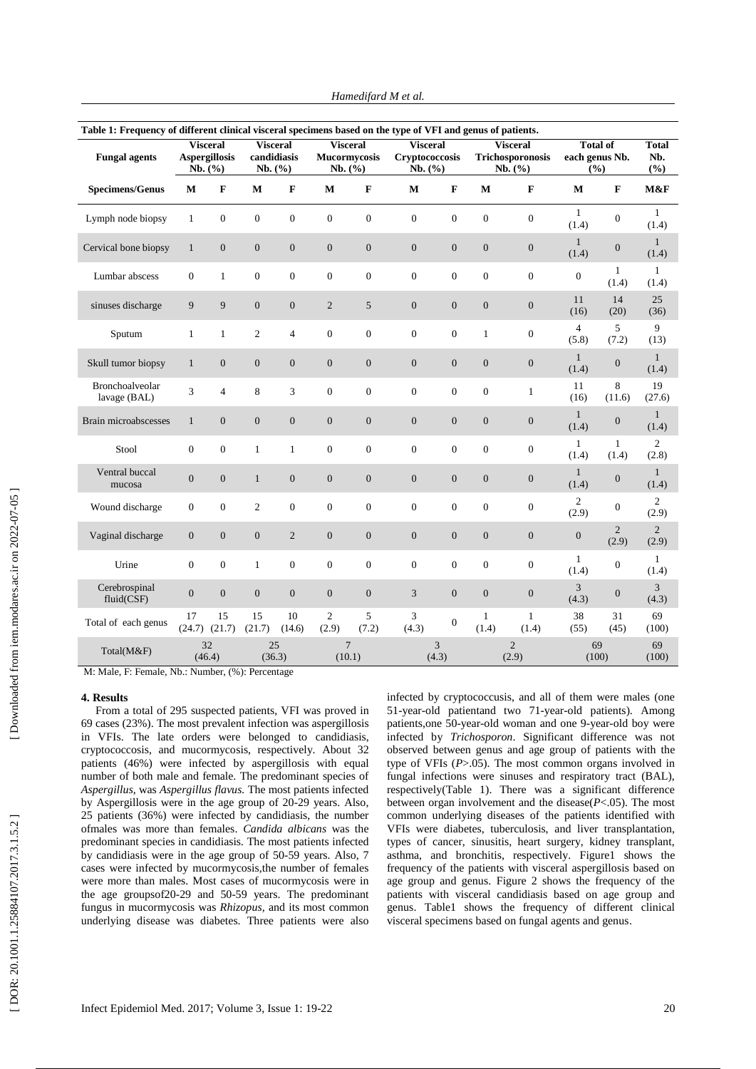**Table 1: Frequency of different clinical visceral specimens based on the type of VFI and genus of patients.**

| Fungal agents | Visceral Aspergillosis Nb. (%) | | Visceral candidiasis Nb. (%) | | Visceral Mucormycosis Nb. (%) | | Visceral Cryptococcosis Nb. (%) | | Visceral Trichosporonosis Nb. (%) | | Total of each genus Nb. (%) | | Total Nb. (%) |
|---|---|---|---|---|---|---|---|---|---|---|---|---|---|
| **Specimens/Genus** | **M** | **F** | **M** | **F** | **M** | **F** | **M** | **F** | **M** | **F** | **M** | **F** | **M&F** |
| Lymph node biopsy | 1 | 0 | 0 | 0 | 0 | 0 | 0 | 0 | 0 | 0 | 1 (1.4) | 0 | 1 (1.4) |
| Cervical bone biopsy | 1 | 0 | 0 | 0 | 0 | 0 | 0 | 0 | 0 | 0 | 1 (1.4) | 0 | 1 (1.4) |
| Lumbar abscess | 0 | 1 | 0 | 0 | 0 | 0 | 0 | 0 | 0 | 0 | 0 | 1 (1.4) | 1 (1.4) |
| sinuses discharge | 9 | 9 | 0 | 0 | 2 | 5 | 0 | 0 | 0 | 0 | 11 (16) | 14 (20) | 25 (36) |
| Sputum | 1 | 1 | 2 | 4 | 0 | 0 | 0 | 0 | 1 | 0 | 4 (5.8) | 5 (7.2) | 9 (13) |
| Skull tumor biopsy | 1 | 0 | 0 | 0 | 0 | 0 | 0 | 0 | 0 | 0 | 1 (1.4) | 0 | 1 (1.4) |
| Bronchoalveolar lavage (BAL) | 3 | 4 | 8 | 3 | 0 | 0 | 0 | 0 | 0 | 1 | 11 (16) | 8 (11.6) | 19 (27.6) |
| Brain microabscesses | 1 | 0 | 0 | 0 | 0 | 0 | 0 | 0 | 0 | 0 | 1 (1.4) | 0 | 1 (1.4) |
| Stool | 0 | 0 | 1 | 1 | 0 | 0 | 0 | 0 | 0 | 0 | 1 (1.4) | 1 (1.4) | 2 (2.8) |
| Ventral buccal mucosa | 0 | 0 | 1 | 0 | 0 | 0 | 0 | 0 | 0 | 0 | 1 (1.4) | 0 | 1 (1.4) |
| Wound discharge | 0 | 0 | 2 | 0 | 0 | 0 | 0 | 0 | 0 | 0 | 2 (2.9) | 0 | 2 (2.9) |
| Vaginal discharge | 0 | 0 | 0 | 2 | 0 | 0 | 0 | 0 | 0 | 0 | 0 | 2 (2.9) | 2 (2.9) |
| Urine | 0 | 0 | 1 | 0 | 0 | 0 | 0 | 0 | 0 | 0 | 1 (1.4) | 0 | 1 (1.4) |
| Cerebrospinal fluid(CSF) | 0 | 0 | 0 | 0 | 0 | 0 | 3 | 0 | 0 | 0 | 3 (4.3) | 0 | 3 (4.3) |
| Total of each genus | 17 (24.7) | 15 (21.7) | 15 (21.7) | 10 (14.6) | 2 (2.9) | 5 (7.2) | 3 (4.3) | 0 | 1 (1.4) | 1 (1.4) | 38 (55) | 31 (45) | 69 (100) |
| Total(M&F) | 32 (46.4) | | 25 (36.3) | | 7 (10.1) | | 3 (4.3) | | 2 (2.9) | | 69 (100) | | 69 (100) |

M: Male, F: Female, Nb.: Number, (%): Percentage

## 4. Results

From a total of 295 suspected patients, VFI was proved in 69 cases (23%). The most prevalent infection was aspergillosis in VFIs. The late orders were belonged to candidiasis, cryptococcosis, and mucormycosis, respectively. About 32 patients (46%) were infected by aspergillosis with equal number of both male and female. The predominant species of *Aspergillus*, was *Aspergillus flavus.* The most patients infected by Aspergillosis were in the age group of 20-29 years. Also, 25 patients (36%) were infected by candidiasis, the number ofmales was more than females. *Candida albicans* was the predominant species in candidiasis. The most patients infected by candidiasis were in the age group of 50-59 years. Also, 7 cases were infected by mucormycosis,the number of females were more than males. Most cases of mucormycosis were in the age groupsof20-29 and 50-59 years. The predominant fungus in mucormycosis was *Rhizopus,* and its most common underlying disease was diabetes. Three patients were also infected by cryptococcusis, and all of them were males (one 51-year-old patientand two 71-year-old patients). Among patients,one 50-year-old woman and one 9-year-old boy were infected by *Trichosporon*. Significant difference was not observed between genus and age group of patients with the type of VFIs ($P$>.05). The most common organs involved in fungal infections were sinuses and respiratory tract (BAL), respectively(Table 1). There was a significant difference between organ involvement and the disease($P$<.05). The most common underlying diseases of the patients identified with VFIs were diabetes, tuberculosis, and liver transplantation, types of cancer, sinusitis, heart surgery, kidney transplant, asthma, and bronchitis, respectively. Figure1 shows the frequency of the patients with visceral aspergillosis based on age group and genus. Figure 2 shows the frequency of the patients with visceral candidiasis based on age group and genus. Table1 shows the frequency of different clinical visceral specimens based on fungal agents and genus.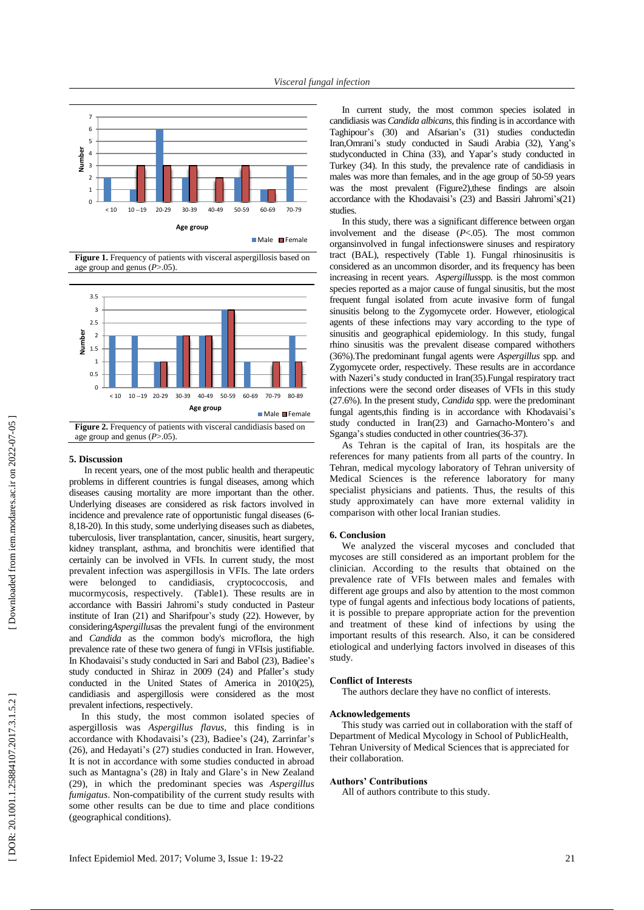**Figure 1.** Frequency of patients with visceral aspergillosis based on age group and genus ($P$>.05).

**Figure 2.** Frequency of patients with visceral candidiasis based on age group and genus ($P$>.05).

## 5. Discussion

In recent years, one of the most public health and therapeutic problems in different countries is fungal diseases, among which diseases causing mortality are more important than the other. Underlying diseases are considered as risk factors involved in incidence and prevalence rate of opportunistic fungal diseases (6-8,18-20). In this study, some underlying diseases such as diabetes, tuberculosis, liver transplantation, cancer, sinusitis, heart surgery, kidney transplant, asthma, and bronchitis were identified that certainly can be involved in VFIs. In current study, the most prevalent infection was aspergillosis in VFIs. The late orders were belonged to candidiasis, cryptococcosis, and mucormycosis, respectively. (Table1). These results are in accordance with Bassiri Jahromi's study conducted in Pasteur institute of Iran (21) and Sharifpour's study (22). However, by considering*Aspergillus*as the prevalent fungi of the environment and *Candida* as the common body's microflora, the high prevalence rate of these two genera of fungi in VFIsis justifiable. In Khodavaisi's study conducted in Sari and Babol (23), Badiee's study conducted in Shiraz in 2009 (24) and Pfaller's study conducted in the United States of America in 2010(25), candidiasis and aspergillosis were considered as the most prevalent infections, respectively.

In this study, the most common isolated species of aspergillosis was *Aspergillus flavus*, this finding is in accordance with Khodavaisi's (23), Badiee's (24), Zarrinfar's (26), and Hedayati's (27) studies conducted in Iran. However, It is not in accordance with some studies conducted in abroad such as Mantagna's (28) in Italy and Glare's in New Zealand (29), in which the predominant species was *Aspergillus fumigatus*. Non-compatibility of the current study results with some other results can be due to time and place conditions (geographical conditions).

In current study, the most common species isolated in candidiasis was *Candida albicans*, this finding is in accordance with Taghipour's (30) and Afsarian's (31) studies conductedin Iran,Omrani's study conducted in Saudi Arabia (32), Yang's studyconducted in China (33), and Yapar's study conducted in Turkey (34). In this study, the prevalence rate of candidiasis in males was more than females, and in the age group of 50-59 years was the most prevalent (Figure2),these findings are alsoin accordance with the Khodavaisi's (23) and Bassiri Jahromi's(21) studies.

In this study, there was a significant difference between organ involvement and the disease ($P$<.05). The most common organsinvolved in fungal infectionswere sinuses and respiratory tract (BAL), respectively (Table 1). Fungal rhinosinusitis is considered as an uncommon disorder, and its frequency has been increasing in recent years. *Aspergillus*spp. is the most common species reported as a major cause of fungal sinusitis, but the most frequent fungal isolated from acute invasive form of fungal sinusitis belong to the Zygomycete order. However, etiological agents of these infections may vary according to the type of sinusitis and geographical epidemiology. In this study, fungal rhino sinusitis was the prevalent disease compared withothers (36%).The predominant fungal agents were *Aspergillus* spp. and Zygomycete order, respectively. These results are in accordance with Nazeri's study conducted in Iran(35).Fungal respiratory tract infections were the second order diseases of VFIs in this study (27.6%). In the present study, *Candida* spp. were the predominant fungal agents,this finding is in accordance with Khodavaisi's study conducted in Iran(23) and Garnacho-Montero's and Sganga's studies conducted in other countries(36-37).

As Tehran is the capital of Iran, its hospitals are the references for many patients from all parts of the country. In Tehran, medical mycology laboratory of Tehran university of Medical Sciences is the reference laboratory for many specialist physicians and patients. Thus, the results of this study approximately can have more external validity in comparison with other local Iranian studies.

## 6. Conclusion

We analyzed the visceral mycoses and concluded that mycoses are still considered as an important problem for the clinician. According to the results that obtained on the prevalence rate of VFIs between males and females with different age groups and also by attention to the most common type of fungal agents and infectious body locations of patients, it is possible to prepare appropriate action for the prevention and treatment of these kind of infections by using the important results of this research. Also, it can be considered etiological and underlying factors involved in diseases of this study.

### Conflict of Interests

The authors declare they have no conflict of interests.

### Acknowledgements

This study was carried out in collaboration with the staff of Department of Medical Mycology in School of PublicHealth, Tehran University of Medical Sciences that is appreciated for their collaboration.

### Authors' Contributions

All of authors contribute to this study.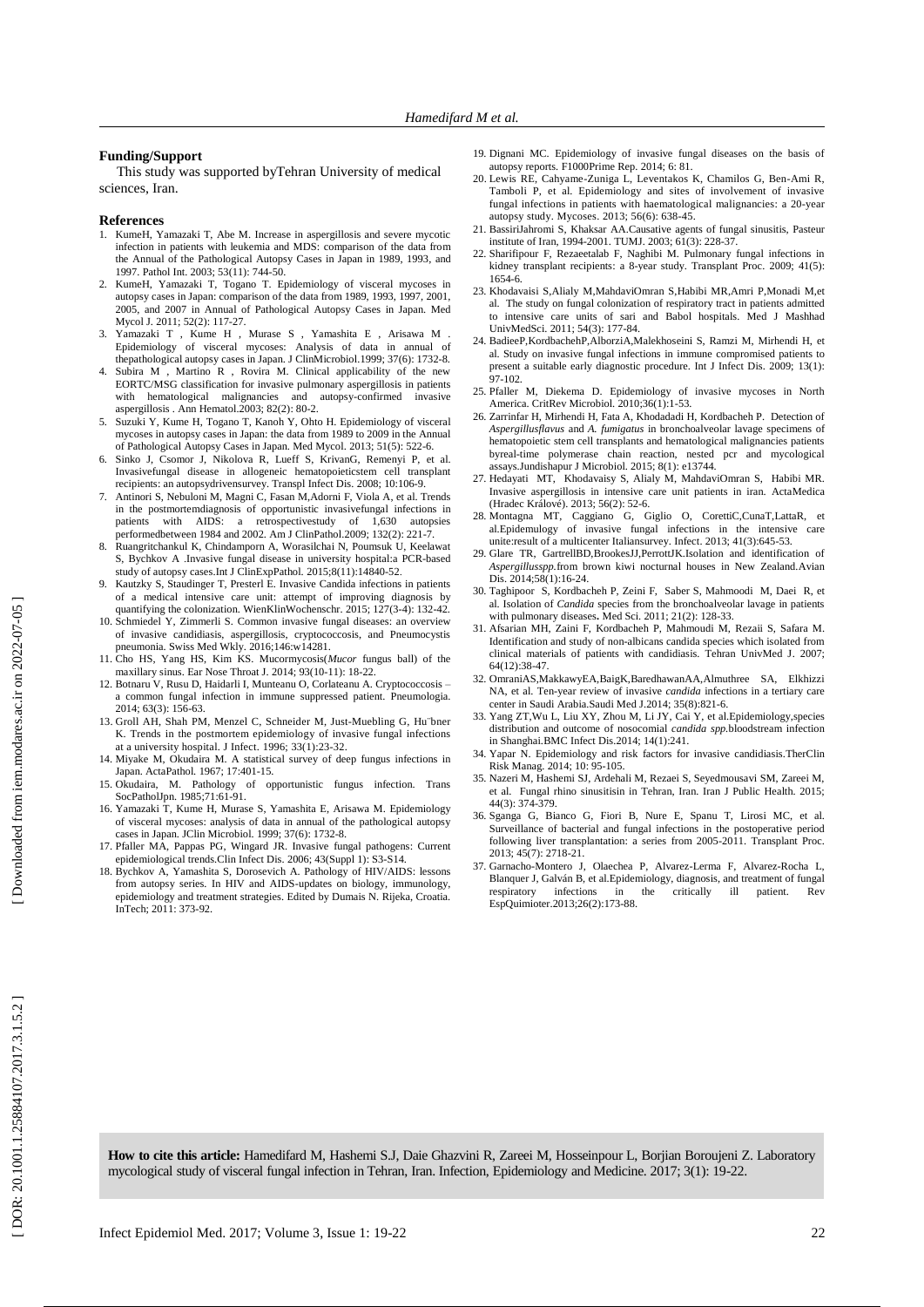## Funding/Support

This study was supported byTehran University of medical sciences, Iran.

## References

1. KumeH, Yamazaki T, Abe M. Increase in aspergillosis and severe mycotic infection in patients with leukemia and MDS: comparison of the data from the Annual of the Pathological Autopsy Cases in Japan in 1989, 1993, and 1997. Pathol Int. 2003; 53(11): 744-50.
2. KumeH, Yamazaki T, Togano T. Epidemiology of visceral mycoses in autopsy cases in Japan: comparison of the data from 1989, 1993, 1997, 2001, 2005, and 2007 in Annual of Pathological Autopsy Cases in Japan. Med Mycol J. 2011; 52(2): 117-27.
3. Yamazaki T , Kume H , Murase S , Yamashita E , Arisawa M . Epidemiology of visceral mycoses: Analysis of data in annual of thepathological autopsy cases in Japan. J ClinMicrobiol.1999; 37(6): 1732-8.
4. Subira M , Martino R , Rovira M. Clinical applicability of the new EORTC/MSG classification for invasive pulmonary aspergillosis in patients with hematological malignancies and autopsy-confirmed invasive aspergillosis . Ann Hematol.2003; 82(2): 80-2.
5. Suzuki Y, Kume H, Togano T, Kanoh Y, Ohto H. Epidemiology of visceral mycoses in autopsy cases in Japan: the data from 1989 to 2009 in the Annual of Pathological Autopsy Cases in Japan. Med Mycol. 2013; 51(5): 522-6.
6. Sinko J, Csomor J, Nikolova R, Lueff S, KrivanG, Remenyi P, et al. Invasivefungal disease in allogeneic hematopoieticstem cell transplant recipients: an autopsydrivensurvey. Transpl Infect Dis. 2008; 10:106-9.
7. Antinori S, Nebuloni M, Magni C, Fasan M,Adorni F, Viola A, et al. Trends in the postmortemdiagnosis of opportunistic invasivefungal infections in patients with AIDS: a retrospectivestudy of 1,630 autopsies performedbetween 1984 and 2002. Am J ClinPathol.2009; 132(2): 221-7.
8. Ruangritchankul K, Chindamporn A, Worasilchai N, Poumsuk U, Keelawat S, Bychkov A .Invasive fungal disease in university hospital:a PCR-based study of autopsy cases.Int J ClinExpPathol. 2015;8(11):14840-52.
9. Kautzky S, Staudinger T, Presterl E. Invasive Candida infections in patients of a medical intensive care unit: attempt of improving diagnosis by quantifying the colonization. WienKlinWochenschr. 2015; 127(3-4): 132-42.
10. Schmiedel Y, Zimmerli S. Common invasive fungal diseases: an overview of invasive candidiasis, aspergillosis, cryptococcosis, and Pneumocystis pneumonia. Swiss Med Wkly. 2016;146:w14281.
11. Cho HS, Yang HS, Kim KS. Mucormycosis(*Mucor* fungus ball) of the maxillary sinus. Ear Nose Throat J. 2014; 93(10-11): 18-22.
12. Botnaru V, Rusu D, Haidarli I, Munteanu O, Corlateanu A. Cryptococcosis – a common fungal infection in immune suppressed patient. Pneumologia. 2014; 63(3): 156-63.
13. Groll AH, Shah PM, Menzel C, Schneider M, Just-Muebling G, Hu¨bner K. Trends in the postmortem epidemiology of invasive fungal infections at a university hospital. J Infect. 1996; 33(1):23-32.
14. Miyake M, Okudaira M. A statistical survey of deep fungus infections in Japan. ActaPathol. 1967; 17:401-15.
15. Okudaira, M. Pathology of opportunistic fungus infection. Trans SocPatholJpn. 1985;71:61-91.
16. Yamazaki T, Kume H, Murase S, Yamashita E, Arisawa M. Epidemiology of visceral mycoses: analysis of data in annual of the pathological autopsy cases in Japan. JClin Microbiol. 1999; 37(6): 1732-8.
17. Pfaller MA, Pappas PG, Wingard JR. Invasive fungal pathogens: Current epidemiological trends.Clin Infect Dis. 2006; 43(Suppl 1): S3-S14.
18. Bychkov A, Yamashita S, Dorosevich A. Pathology of HIV/AIDS: lessons from autopsy series. In HIV and AIDS-updates on biology, immunology, epidemiology and treatment strategies. Edited by Dumais N. Rijeka, Croatia. InTech; 2011: 373-92.
19. Dignani MC. Epidemiology of invasive fungal diseases on the basis of autopsy reports. F1000Prime Rep. 2014; 6: 81.
20. Lewis RE, Cahyame-Zuniga L, Leventakos K, Chamilos G, Ben-Ami R, Tamboli P, et al. Epidemiology and sites of involvement of invasive fungal infections in patients with haematological malignancies: a 20-year autopsy study. Mycoses. 2013; 56(6): 638-45.
21. BassiriJahromi S, Khaksar AA.Causative agents of fungal sinusitis, Pasteur institute of Iran, 1994-2001. TUMJ. 2003; 61(3): 228-37.
22. Sharifipour F, Rezaeetalab F, Naghibi M. Pulmonary fungal infections in kidney transplant recipients: a 8-year study. Transplant Proc. 2009; 41(5): 1654-6.
23. Khodavaisi S,Alialy M,MahdaviOmran S,Habibi MR,Amri P,Monadi M,et al. The study on fungal colonization of respiratory tract in patients admitted to intensive care units of sari and Babol hospitals. Med J Mashhad UnivMedSci. 2011; 54(3): 177-84.
24. BadieeP,KordbachehP,AlborziA,Malekhoseini S, Ramzi M, Mirhendi H, et al. Study on invasive fungal infections in immune compromised patients to present a suitable early diagnostic procedure. Int J Infect Dis. 2009; 13(1): 97-102.
25. Pfaller M, Diekema D. Epidemiology of invasive mycoses in North America. CritRev Microbiol. 2010;36(1):1-53.
26. Zarrinfar H, Mirhendi H, Fata A, Khodadadi H, Kordbacheh P. Detection of *Aspergillusflavus* and *A. fumigatus* in bronchoalveolar lavage specimens of hematopoietic stem cell transplants and hematological malignancies patients byreal-time polymerase chain reaction, nested pcr and mycological assays.Jundishapur J Microbiol. 2015; 8(1): e13744.
27. Hedayati MT, Khodavaisy S, Alialy M, MahdaviOmran S, Habibi MR. Invasive aspergillosis in intensive care unit patients in Iran. ActaMedica (Hradec Králové). 2013; 56(2): 52-6.
28. Montagna MT, Caggiano G, Giglio O, CorettiC,CunaT,LattaR, et al.Epidemology of invasive fungal infections in the intensive care unite:result of a multicenter Italiansurvey. Infect. 2013; 41(3):645-53.
29. Glare TR, GartrellBD,BrookesJJ,PerrottJK.Isolation and identification of *Aspergillusspp.*from brown kiwi nocturnal houses in New Zealand.Avian Dis. 2014;58(1):16-24.
30. Taghipoor S, Kordbacheh P, Zeini F, Saber S, Mahmoodi M, Daei R, et al. Isolation of *Candida* species from the bronchoalveolar lavage in patients with pulmonary diseases**.** Med Sci. 2011; 21(2): 128-33.
31. Afsarian MH, Zaini F, Kordbacheh P, Mahmoudi M, Rezaii S, Safara M. Identification and study of non-albicans candida species which isolated from clinical materials of patients with candidiasis. Tehran UnivMed J. 2007; 64(12):38-47.
32. OmraniAS,MakkawyEA,BaigK,BaredhawanAA,Almuthree SA, Elkhizzi NA, et al. Ten-year review of invasive *candida* infections in a tertiary care center in Saudi Arabia.Saudi Med J.2014; 35(8):821-6.
33. Yang ZT,Wu L, Liu XY, Zhou M, Li JY, Cai Y, et al.Epidemiology,species distribution and outcome of nosocomial *candida spp.*bloodstream infection in Shanghai.BMC Infect Dis.2014; 14(1):241.
34. Yapar N. Epidemiology and risk factors for invasive candidiasis.TherClin Risk Manag. 2014; 10: 95-105.
35. Nazeri M, Hashemi SJ, Ardehali M, Rezaei S, Seyedmousavi SM, Zareei M, et al. Fungal rhino sinusitisin in Tehran, Iran. Iran J Public Health. 2015; 44(3): 374-379.
36. Sganga G, Bianco G, Fiori B, Nure E, Spanu T, Lirosi MC, et al. Surveillance of bacterial and fungal infections in the postoperative period following liver transplantation: a series from 2005-2011. Transplant Proc. 2013; 45(7): 2718-21.
37. Garnacho-Montero J, Olaechea P, Alvarez-Lerma F, Alvarez-Rocha L, Blanquer J, Galván B, et al.Epidemiology, diagnosis, and treatment of fungal respiratory infections in the critically ill patient. Rev EspQuimioter.2013;26(2):173-88.

**How to cite this article:** Hamedifard M, Hashemi S.J, Daie Ghazvini R, Zareei M, Hosseinpour L, Borjian Boroujeni Z. Laboratory mycological study of visceral fungal infection in Tehran, Iran. Infection, Epidemiology and Medicine. 2017; 3(1): 19-22.